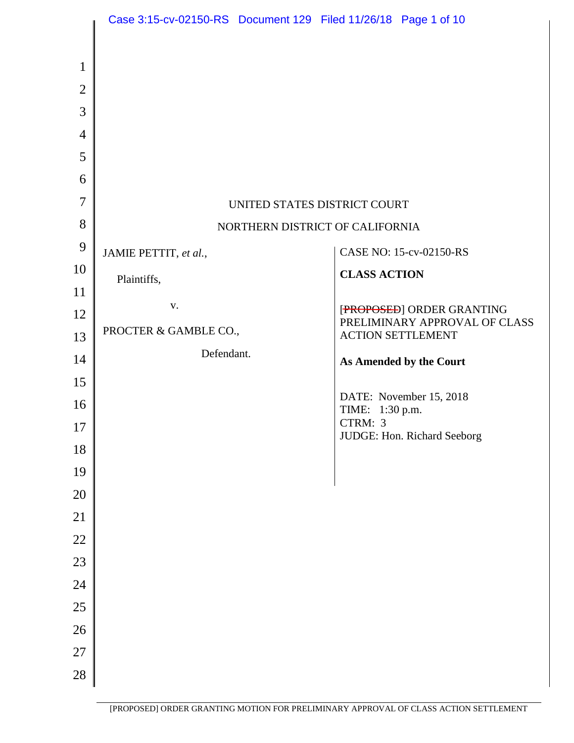UNITED STATES DISTRICT COURT

NORTHERN DISTRICT OF CALIFORNIA

| | |
|---|---|
| JAMIE PETTIT, *et al.*,<br><br>Plaintiffs,<br><br>v.<br><br>PROCTER & GAMBLE CO.,<br><br>Defendant. | CASE NO: 15-cv-02150-RS<br><br>**CLASS ACTION**<br><br>[~~PROPOSED~~] ORDER GRANTING PRELIMINARY APPROVAL OF CLASS ACTION SETTLEMENT<br><br>**As Amended by the Court**<br><br>DATE: November 15, 2018<br>TIME: 1:30 p.m.<br>CTRM: 3<br>JUDGE: Hon. Richard Seeborg |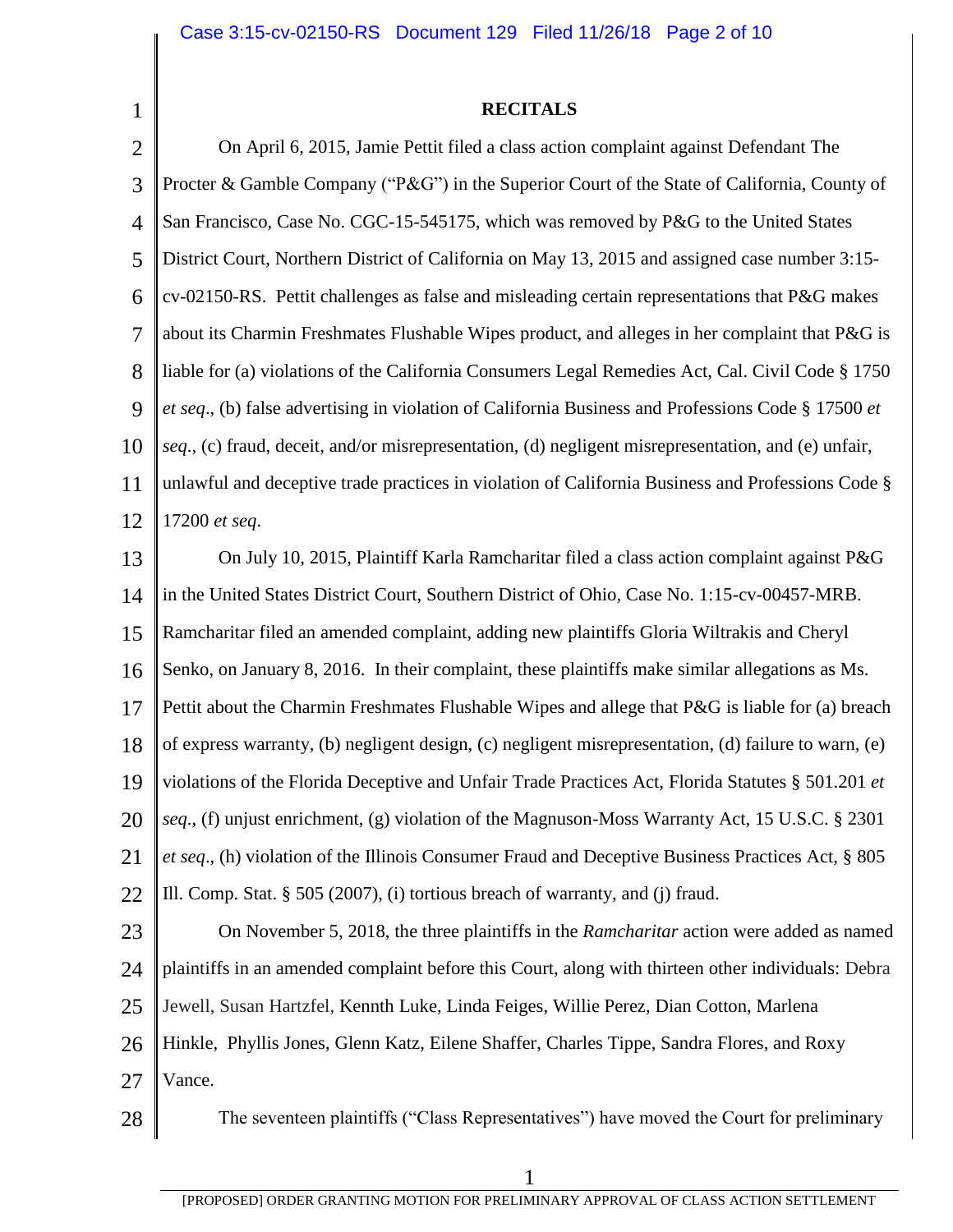**RECITALS**

On April 6, 2015, Jamie Pettit filed a class action complaint against Defendant The Procter & Gamble Company ("P&G") in the Superior Court of the State of California, County of San Francisco, Case No. CGC-15-545175, which was removed by P&G to the United States District Court, Northern District of California on May 13, 2015 and assigned case number 3:15-cv-02150-RS. Pettit challenges as false and misleading certain representations that P&G makes about its Charmin Freshmates Flushable Wipes product, and alleges in her complaint that P&G is liable for (a) violations of the California Consumers Legal Remedies Act, Cal. Civil Code § 1750 *et seq*., (b) false advertising in violation of California Business and Professions Code § 17500 *et seq*., (c) fraud, deceit, and/or misrepresentation, (d) negligent misrepresentation, and (e) unfair, unlawful and deceptive trade practices in violation of California Business and Professions Code § 17200 *et seq*.

On July 10, 2015, Plaintiff Karla Ramcharitar filed a class action complaint against P&G in the United States District Court, Southern District of Ohio, Case No. 1:15-cv-00457-MRB. Ramcharitar filed an amended complaint, adding new plaintiffs Gloria Wiltrakis and Cheryl Senko, on January 8, 2016. In their complaint, these plaintiffs make similar allegations as Ms. Pettit about the Charmin Freshmates Flushable Wipes and allege that P&G is liable for (a) breach of express warranty, (b) negligent design, (c) negligent misrepresentation, (d) failure to warn, (e) violations of the Florida Deceptive and Unfair Trade Practices Act, Florida Statutes § 501.201 *et seq*., (f) unjust enrichment, (g) violation of the Magnuson-Moss Warranty Act, 15 U.S.C. § 2301 *et seq*., (h) violation of the Illinois Consumer Fraud and Deceptive Business Practices Act, § 805 Ill. Comp. Stat. § 505 (2007), (i) tortious breach of warranty, and (j) fraud.

On November 5, 2018, the three plaintiffs in the *Ramcharitar* action were added as named plaintiffs in an amended complaint before this Court, along with thirteen other individuals: Debra Jewell, Susan Hartzfel, Kennth Luke, Linda Feiges, Willie Perez, Dian Cotton, Marlena Hinkle, Phyllis Jones, Glenn Katz, Eilene Shaffer, Charles Tippe, Sandra Flores, and Roxy Vance.

The seventeen plaintiffs ("Class Representatives") have moved the Court for preliminary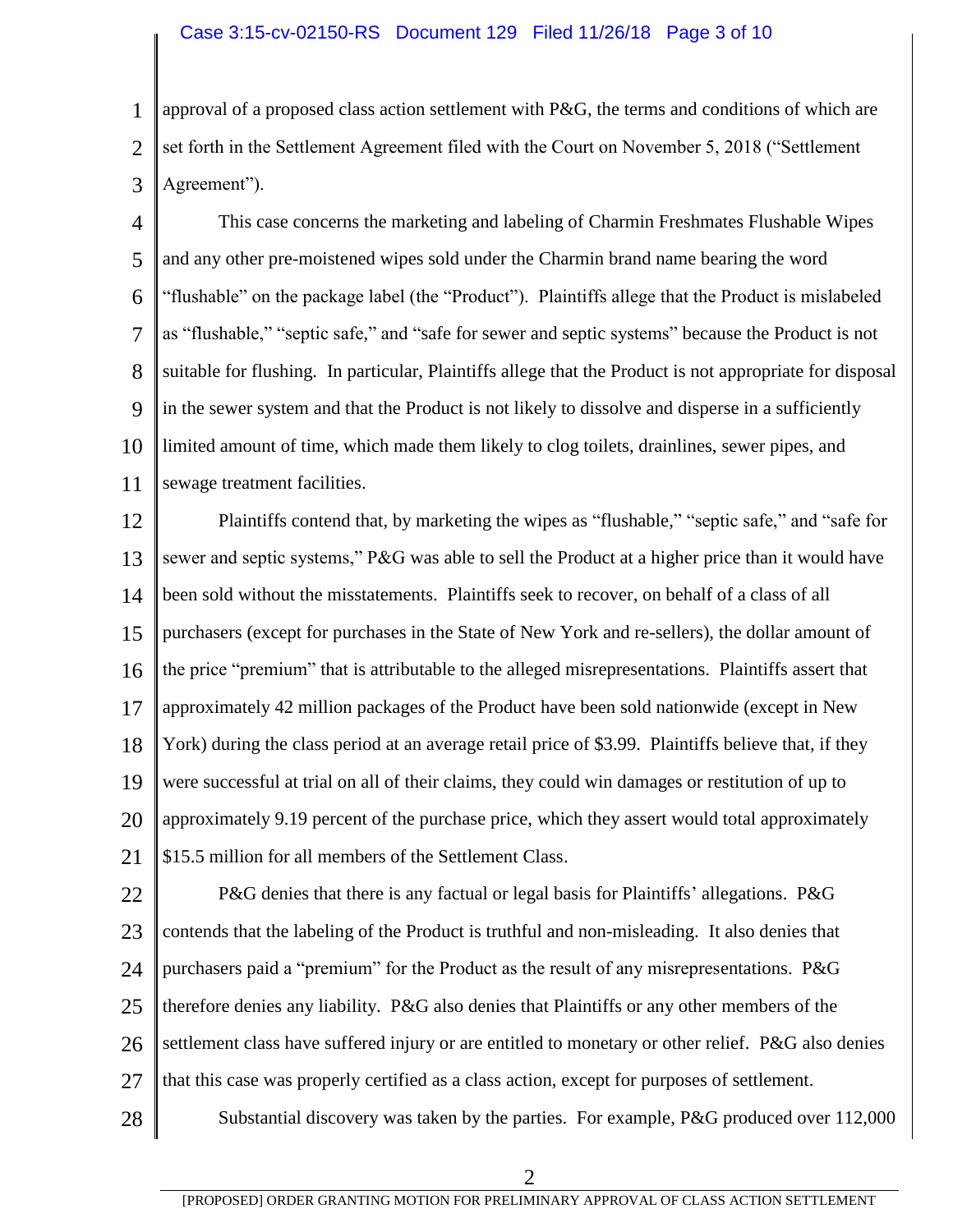approval of a proposed class action settlement with P&G, the terms and conditions of which are set forth in the Settlement Agreement filed with the Court on November 5, 2018 ("Settlement Agreement").

This case concerns the marketing and labeling of Charmin Freshmates Flushable Wipes and any other pre-moistened wipes sold under the Charmin brand name bearing the word "flushable" on the package label (the "Product"). Plaintiffs allege that the Product is mislabeled as "flushable," "septic safe," and "safe for sewer and septic systems" because the Product is not suitable for flushing. In particular, Plaintiffs allege that the Product is not appropriate for disposal in the sewer system and that the Product is not likely to dissolve and disperse in a sufficiently limited amount of time, which made them likely to clog toilets, drainlines, sewer pipes, and sewage treatment facilities.

Plaintiffs contend that, by marketing the wipes as "flushable," "septic safe," and "safe for sewer and septic systems," P&G was able to sell the Product at a higher price than it would have been sold without the misstatements. Plaintiffs seek to recover, on behalf of a class of all purchasers (except for purchases in the State of New York and re-sellers), the dollar amount of the price "premium" that is attributable to the alleged misrepresentations. Plaintiffs assert that approximately 42 million packages of the Product have been sold nationwide (except in New York) during the class period at an average retail price of $3.99. Plaintiffs believe that, if they were successful at trial on all of their claims, they could win damages or restitution of up to approximately 9.19 percent of the purchase price, which they assert would total approximately $15.5 million for all members of the Settlement Class.

P&G denies that there is any factual or legal basis for Plaintiffs' allegations. P&G contends that the labeling of the Product is truthful and non-misleading. It also denies that purchasers paid a "premium" for the Product as the result of any misrepresentations. P&G therefore denies any liability. P&G also denies that Plaintiffs or any other members of the settlement class have suffered injury or are entitled to monetary or other relief. P&G also denies that this case was properly certified as a class action, except for purposes of settlement.

Substantial discovery was taken by the parties. For example, P&G produced over 112,000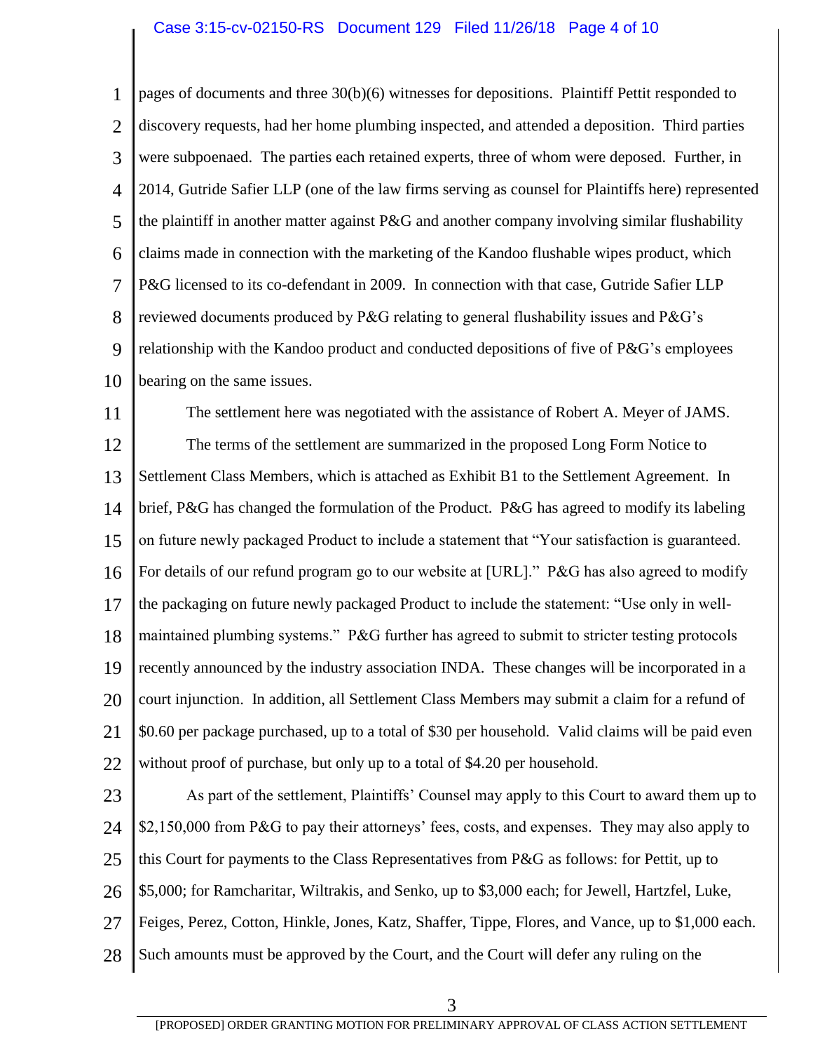pages of documents and three 30(b)(6) witnesses for depositions. Plaintiff Pettit responded to discovery requests, had her home plumbing inspected, and attended a deposition. Third parties were subpoenaed. The parties each retained experts, three of whom were deposed. Further, in 2014, Gutride Safier LLP (one of the law firms serving as counsel for Plaintiffs here) represented the plaintiff in another matter against P&G and another company involving similar flushability claims made in connection with the marketing of the Kandoo flushable wipes product, which P&G licensed to its co-defendant in 2009. In connection with that case, Gutride Safier LLP reviewed documents produced by P&G relating to general flushability issues and P&G's relationship with the Kandoo product and conducted depositions of five of P&G's employees bearing on the same issues.

The settlement here was negotiated with the assistance of Robert A. Meyer of JAMS.

The terms of the settlement are summarized in the proposed Long Form Notice to Settlement Class Members, which is attached as Exhibit B1 to the Settlement Agreement. In brief, P&G has changed the formulation of the Product. P&G has agreed to modify its labeling on future newly packaged Product to include a statement that "Your satisfaction is guaranteed. For details of our refund program go to our website at [URL]." P&G has also agreed to modify the packaging on future newly packaged Product to include the statement: "Use only in well-maintained plumbing systems." P&G further has agreed to submit to stricter testing protocols recently announced by the industry association INDA. These changes will be incorporated in a court injunction. In addition, all Settlement Class Members may submit a claim for a refund of $0.60 per package purchased, up to a total of $30 per household. Valid claims will be paid even without proof of purchase, but only up to a total of $4.20 per household.

As part of the settlement, Plaintiffs' Counsel may apply to this Court to award them up to $2,150,000 from P&G to pay their attorneys' fees, costs, and expenses. They may also apply to this Court for payments to the Class Representatives from P&G as follows: for Pettit, up to $5,000; for Ramcharitar, Wiltrakis, and Senko, up to $3,000 each; for Jewell, Hartzfel, Luke, Feiges, Perez, Cotton, Hinkle, Jones, Katz, Shaffer, Tippe, Flores, and Vance, up to $1,000 each. Such amounts must be approved by the Court, and the Court will defer any ruling on the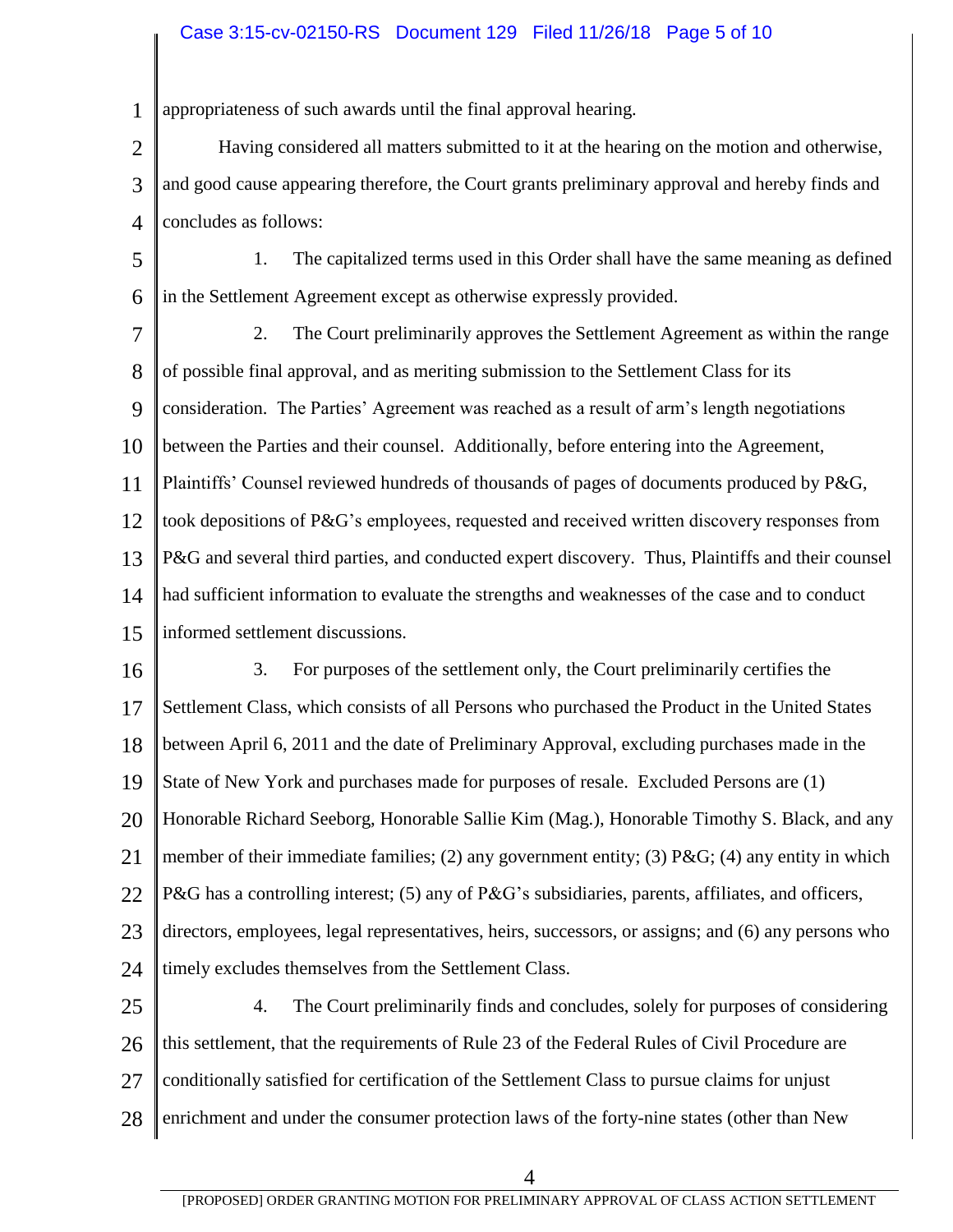appropriateness of such awards until the final approval hearing.

Having considered all matters submitted to it at the hearing on the motion and otherwise, and good cause appearing therefore, the Court grants preliminary approval and hereby finds and concludes as follows:

1. The capitalized terms used in this Order shall have the same meaning as defined in the Settlement Agreement except as otherwise expressly provided.

2. The Court preliminarily approves the Settlement Agreement as within the range of possible final approval, and as meriting submission to the Settlement Class for its consideration. The Parties' Agreement was reached as a result of arm's length negotiations between the Parties and their counsel. Additionally, before entering into the Agreement, Plaintiffs' Counsel reviewed hundreds of thousands of pages of documents produced by P&G, took depositions of P&G's employees, requested and received written discovery responses from P&G and several third parties, and conducted expert discovery. Thus, Plaintiffs and their counsel had sufficient information to evaluate the strengths and weaknesses of the case and to conduct informed settlement discussions.

3. For purposes of the settlement only, the Court preliminarily certifies the Settlement Class, which consists of all Persons who purchased the Product in the United States between April 6, 2011 and the date of Preliminary Approval, excluding purchases made in the State of New York and purchases made for purposes of resale. Excluded Persons are (1) Honorable Richard Seeborg, Honorable Sallie Kim (Mag.), Honorable Timothy S. Black, and any member of their immediate families; (2) any government entity; (3) P&G; (4) any entity in which P&G has a controlling interest; (5) any of P&G's subsidiaries, parents, affiliates, and officers, directors, employees, legal representatives, heirs, successors, or assigns; and (6) any persons who timely excludes themselves from the Settlement Class.

4. The Court preliminarily finds and concludes, solely for purposes of considering this settlement, that the requirements of Rule 23 of the Federal Rules of Civil Procedure are conditionally satisfied for certification of the Settlement Class to pursue claims for unjust enrichment and under the consumer protection laws of the forty-nine states (other than New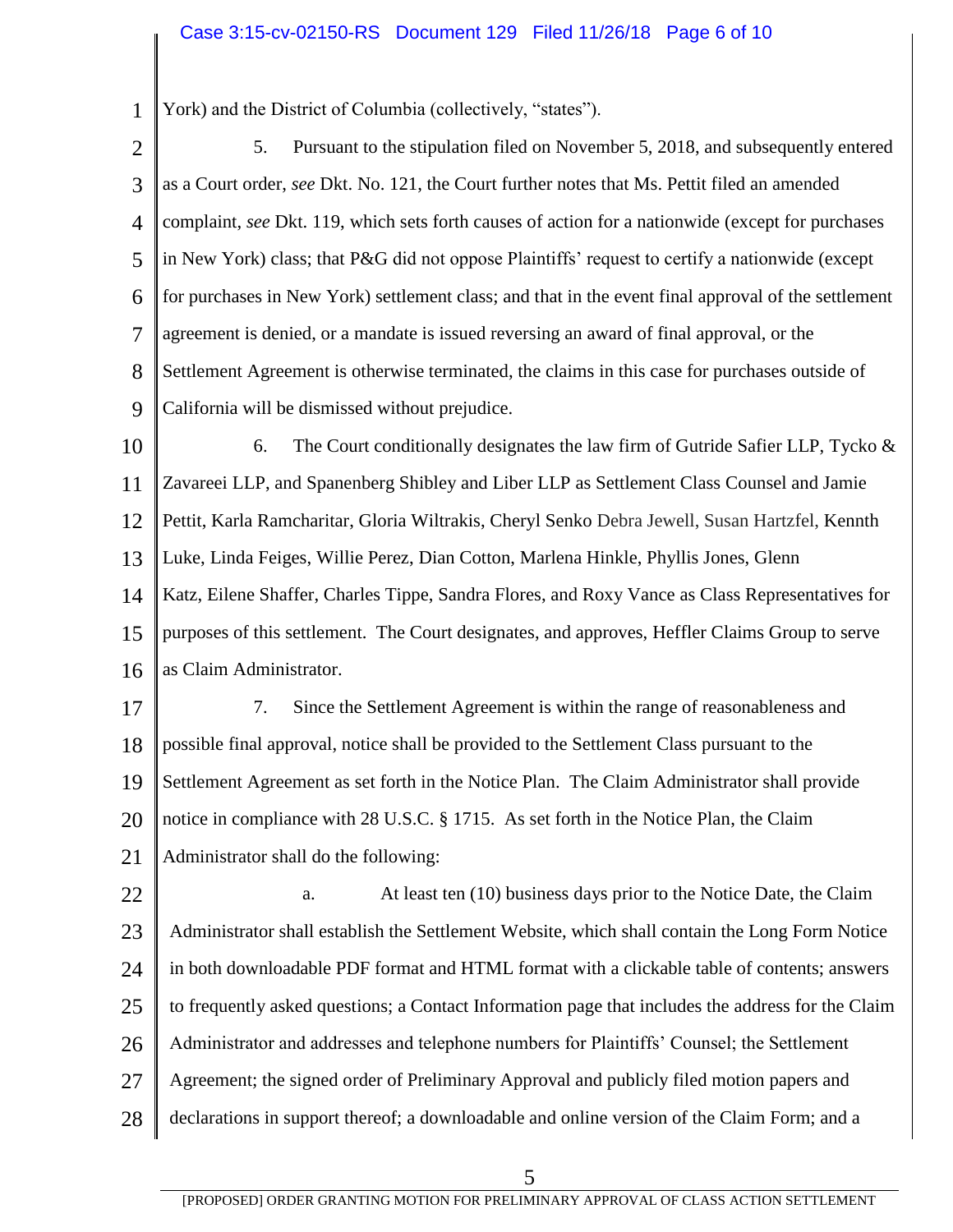York) and the District of Columbia (collectively, "states").

5. Pursuant to the stipulation filed on November 5, 2018, and subsequently entered as a Court order, *see* Dkt. No. 121, the Court further notes that Ms. Pettit filed an amended complaint, *see* Dkt. 119, which sets forth causes of action for a nationwide (except for purchases in New York) class; that P&G did not oppose Plaintiffs' request to certify a nationwide (except for purchases in New York) settlement class; and that in the event final approval of the settlement agreement is denied, or a mandate is issued reversing an award of final approval, or the Settlement Agreement is otherwise terminated, the claims in this case for purchases outside of California will be dismissed without prejudice.

6. The Court conditionally designates the law firm of Gutride Safier LLP, Tycko & Zavareei LLP, and Spanenberg Shibley and Liber LLP as Settlement Class Counsel and Jamie Pettit, Karla Ramcharitar, Gloria Wiltrakis, Cheryl Senko Debra Jewell, Susan Hartzfel, Kennth Luke, Linda Feiges, Willie Perez, Dian Cotton, Marlena Hinkle, Phyllis Jones, Glenn Katz, Eilene Shaffer, Charles Tippe, Sandra Flores, and Roxy Vance as Class Representatives for purposes of this settlement. The Court designates, and approves, Heffler Claims Group to serve as Claim Administrator.

7. Since the Settlement Agreement is within the range of reasonableness and possible final approval, notice shall be provided to the Settlement Class pursuant to the Settlement Agreement as set forth in the Notice Plan. The Claim Administrator shall provide notice in compliance with 28 U.S.C. § 1715. As set forth in the Notice Plan, the Claim Administrator shall do the following:

a. At least ten (10) business days prior to the Notice Date, the Claim Administrator shall establish the Settlement Website, which shall contain the Long Form Notice in both downloadable PDF format and HTML format with a clickable table of contents; answers to frequently asked questions; a Contact Information page that includes the address for the Claim Administrator and addresses and telephone numbers for Plaintiffs' Counsel; the Settlement Agreement; the signed order of Preliminary Approval and publicly filed motion papers and declarations in support thereof; a downloadable and online version of the Claim Form; and a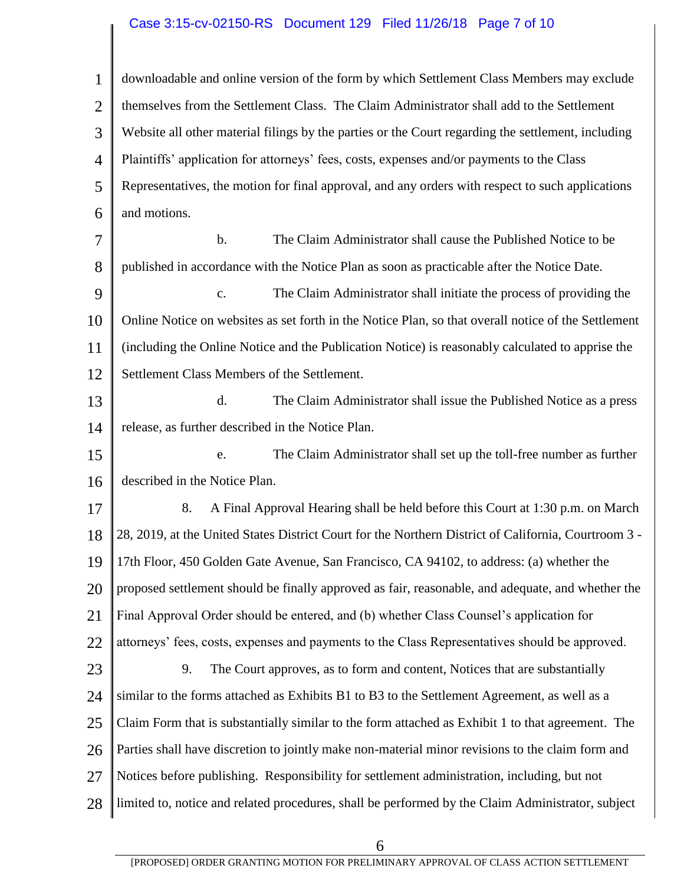downloadable and online version of the form by which Settlement Class Members may exclude themselves from the Settlement Class. The Claim Administrator shall add to the Settlement Website all other material filings by the parties or the Court regarding the settlement, including Plaintiffs' application for attorneys' fees, costs, expenses and/or payments to the Class Representatives, the motion for final approval, and any orders with respect to such applications and motions.

b. The Claim Administrator shall cause the Published Notice to be published in accordance with the Notice Plan as soon as practicable after the Notice Date.

c. The Claim Administrator shall initiate the process of providing the Online Notice on websites as set forth in the Notice Plan, so that overall notice of the Settlement (including the Online Notice and the Publication Notice) is reasonably calculated to apprise the Settlement Class Members of the Settlement.

d. The Claim Administrator shall issue the Published Notice as a press release, as further described in the Notice Plan.

e. The Claim Administrator shall set up the toll-free number as further described in the Notice Plan.

8. A Final Approval Hearing shall be held before this Court at 1:30 p.m. on March 28, 2019, at the United States District Court for the Northern District of California, Courtroom 3 - 17th Floor, 450 Golden Gate Avenue, San Francisco, CA 94102, to address: (a) whether the proposed settlement should be finally approved as fair, reasonable, and adequate, and whether the Final Approval Order should be entered, and (b) whether Class Counsel's application for attorneys' fees, costs, expenses and payments to the Class Representatives should be approved.

9. The Court approves, as to form and content, Notices that are substantially similar to the forms attached as Exhibits B1 to B3 to the Settlement Agreement, as well as a Claim Form that is substantially similar to the form attached as Exhibit 1 to that agreement. The Parties shall have discretion to jointly make non-material minor revisions to the claim form and Notices before publishing. Responsibility for settlement administration, including, but not limited to, notice and related procedures, shall be performed by the Claim Administrator, subject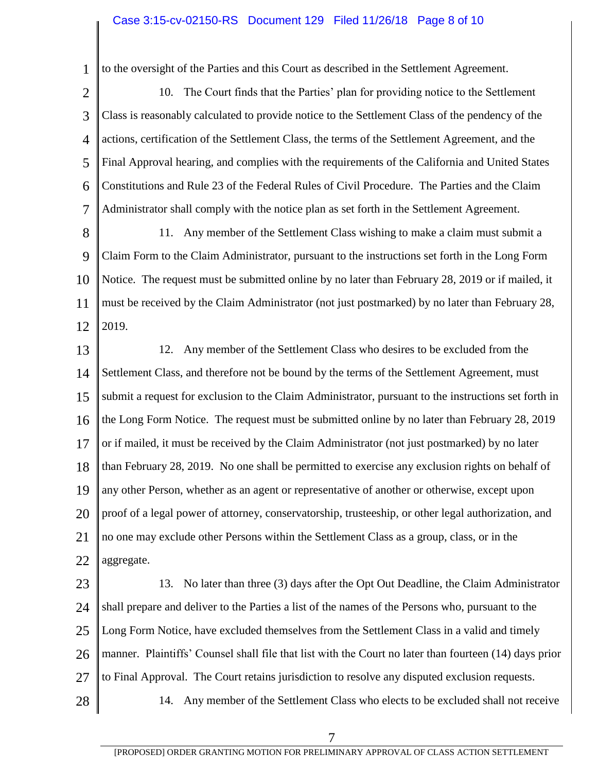to the oversight of the Parties and this Court as described in the Settlement Agreement.

10. The Court finds that the Parties' plan for providing notice to the Settlement Class is reasonably calculated to provide notice to the Settlement Class of the pendency of the actions, certification of the Settlement Class, the terms of the Settlement Agreement, and the Final Approval hearing, and complies with the requirements of the California and United States Constitutions and Rule 23 of the Federal Rules of Civil Procedure. The Parties and the Claim Administrator shall comply with the notice plan as set forth in the Settlement Agreement.

11. Any member of the Settlement Class wishing to make a claim must submit a Claim Form to the Claim Administrator, pursuant to the instructions set forth in the Long Form Notice. The request must be submitted online by no later than February 28, 2019 or if mailed, it must be received by the Claim Administrator (not just postmarked) by no later than February 28, 2019.

12. Any member of the Settlement Class who desires to be excluded from the Settlement Class, and therefore not be bound by the terms of the Settlement Agreement, must submit a request for exclusion to the Claim Administrator, pursuant to the instructions set forth in the Long Form Notice. The request must be submitted online by no later than February 28, 2019 or if mailed, it must be received by the Claim Administrator (not just postmarked) by no later than February 28, 2019. No one shall be permitted to exercise any exclusion rights on behalf of any other Person, whether as an agent or representative of another or otherwise, except upon proof of a legal power of attorney, conservatorship, trusteeship, or other legal authorization, and no one may exclude other Persons within the Settlement Class as a group, class, or in the aggregate.

13. No later than three (3) days after the Opt Out Deadline, the Claim Administrator shall prepare and deliver to the Parties a list of the names of the Persons who, pursuant to the Long Form Notice, have excluded themselves from the Settlement Class in a valid and timely manner. Plaintiffs' Counsel shall file that list with the Court no later than fourteen (14) days prior to Final Approval. The Court retains jurisdiction to resolve any disputed exclusion requests.

14. Any member of the Settlement Class who elects to be excluded shall not receive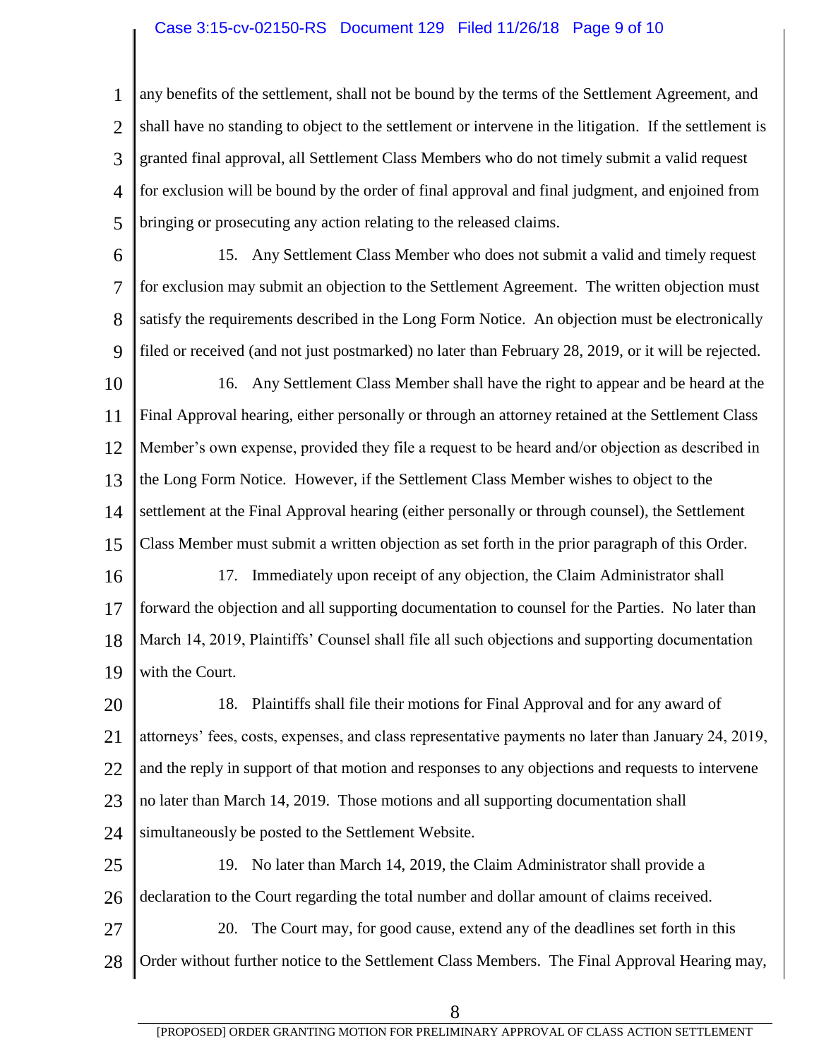any benefits of the settlement, shall not be bound by the terms of the Settlement Agreement, and shall have no standing to object to the settlement or intervene in the litigation. If the settlement is granted final approval, all Settlement Class Members who do not timely submit a valid request for exclusion will be bound by the order of final approval and final judgment, and enjoined from bringing or prosecuting any action relating to the released claims.

15. Any Settlement Class Member who does not submit a valid and timely request for exclusion may submit an objection to the Settlement Agreement. The written objection must satisfy the requirements described in the Long Form Notice. An objection must be electronically filed or received (and not just postmarked) no later than February 28, 2019, or it will be rejected.

16. Any Settlement Class Member shall have the right to appear and be heard at the Final Approval hearing, either personally or through an attorney retained at the Settlement Class Member's own expense, provided they file a request to be heard and/or objection as described in the Long Form Notice. However, if the Settlement Class Member wishes to object to the settlement at the Final Approval hearing (either personally or through counsel), the Settlement Class Member must submit a written objection as set forth in the prior paragraph of this Order.

17. Immediately upon receipt of any objection, the Claim Administrator shall forward the objection and all supporting documentation to counsel for the Parties. No later than March 14, 2019, Plaintiffs' Counsel shall file all such objections and supporting documentation with the Court.

18. Plaintiffs shall file their motions for Final Approval and for any award of attorneys' fees, costs, expenses, and class representative payments no later than January 24, 2019, and the reply in support of that motion and responses to any objections and requests to intervene no later than March 14, 2019. Those motions and all supporting documentation shall simultaneously be posted to the Settlement Website.

19. No later than March 14, 2019, the Claim Administrator shall provide a declaration to the Court regarding the total number and dollar amount of claims received.

20. The Court may, for good cause, extend any of the deadlines set forth in this Order without further notice to the Settlement Class Members. The Final Approval Hearing may,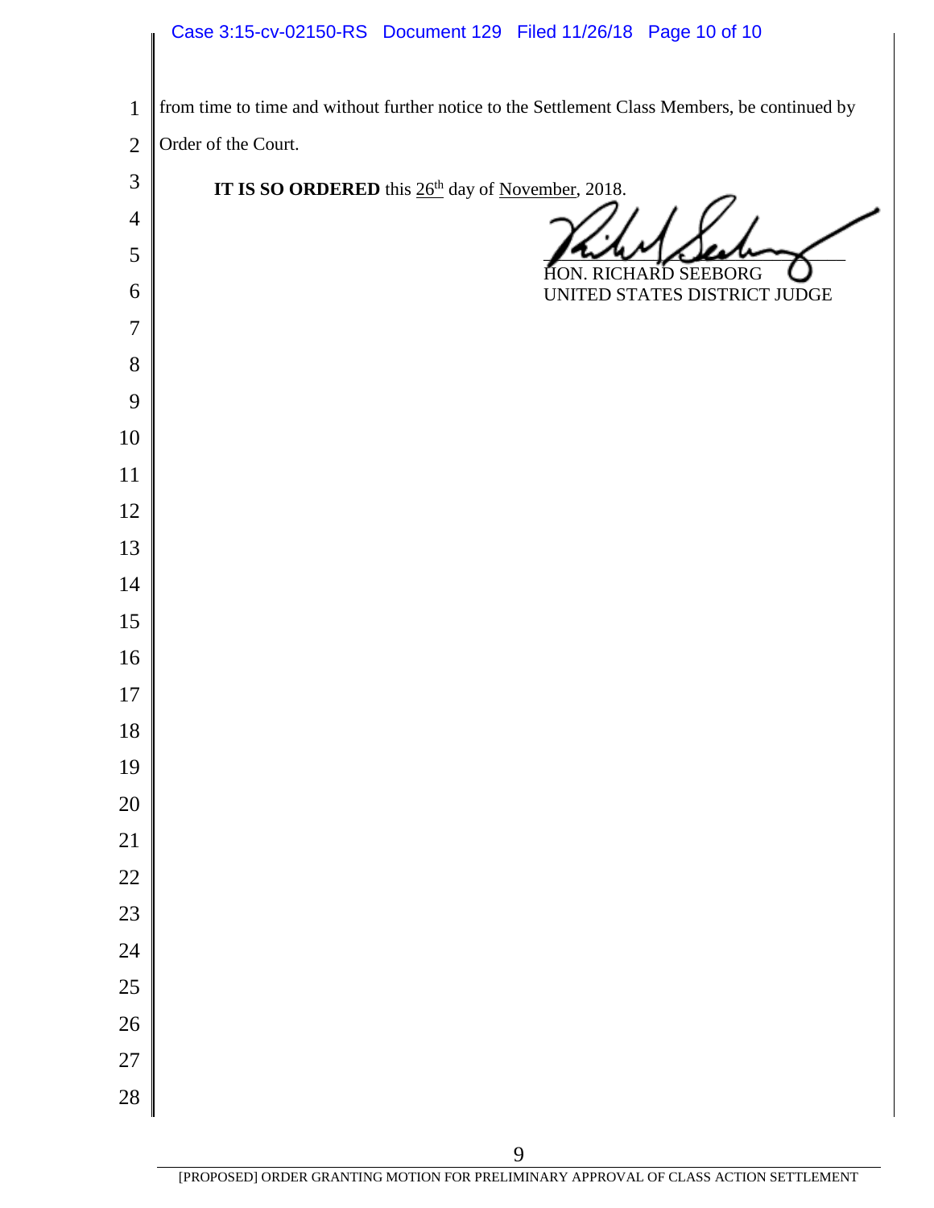from time to time and without further notice to the Settlement Class Members, be continued by Order of the Court.

**IT IS SO ORDERED** this 26th day of November, 2018.

HON. RICHARD SEEBORG
UNITED STATES DISTRICT JUDGE